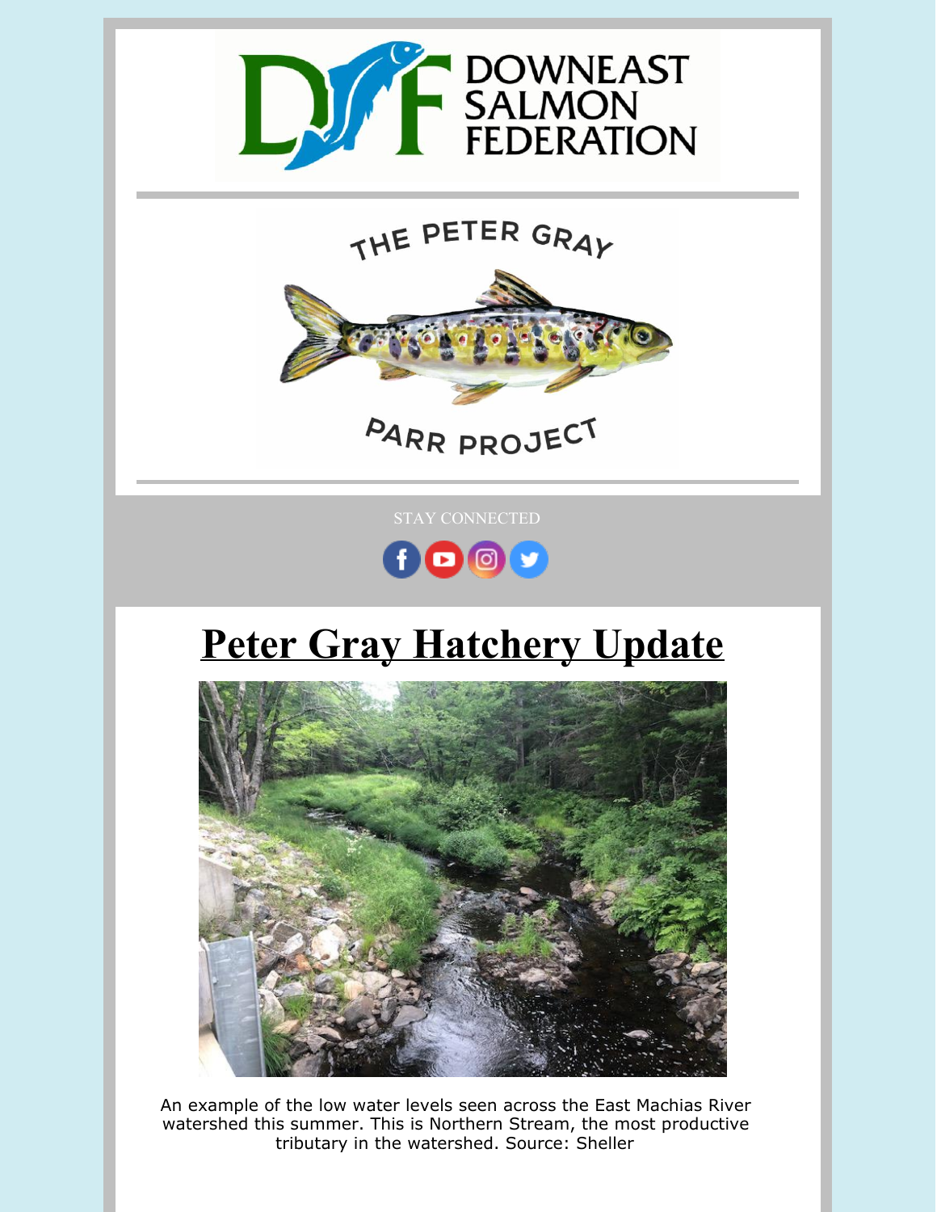DOWNEAST SALMON FEDERATION

THE PETER GRAY PARR PROJECT

STAY CONNECTED

# Peter Gray Hatchery Update

An example of the low water levels seen across the East Machias River watershed this summer. This is Northern Stream, the most productive tributary in the watershed. Source: Sheller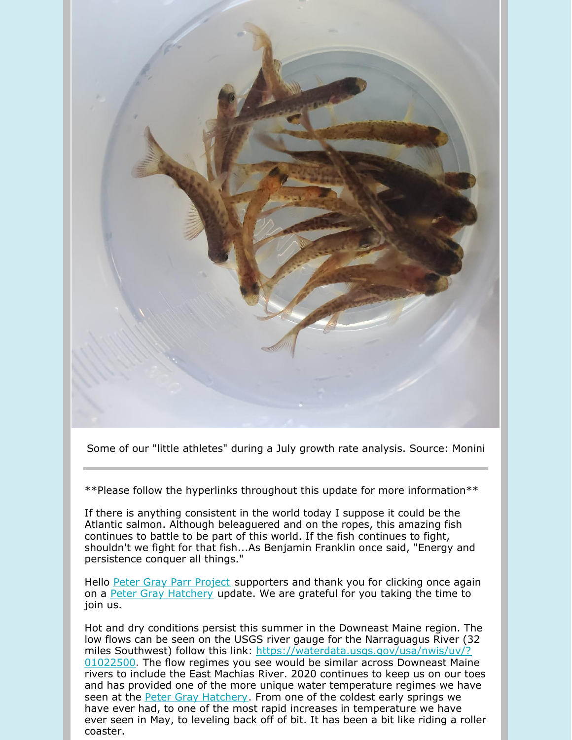Some of our "little athletes" during a July growth rate analysis. Source: Monini

---

**Please follow the hyperlinks throughout this update for more information**

If there is anything consistent in the world today I suppose it could be the Atlantic salmon. Although beleaguered and on the ropes, this amazing fish continues to battle to be part of this world. If the fish continues to fight, shouldn't we fight for that fish...As Benjamin Franklin once said, "Energy and persistence conquer all things."

Hello [Peter Gray Parr Project](#) supporters and thank you for clicking once again on a [Peter Gray Hatchery](#) update. We are grateful for you taking the time to join us.

Hot and dry conditions persist this summer in the Downeast Maine region. The low flows can be seen on the USGS river gauge for the Narraguagus River (32 miles Southwest) follow this link: [https://waterdata.usgs.gov/usa/nwis/uv/?01022500](https://waterdata.usgs.gov/usa/nwis/uv/?01022500). The flow regimes you see would be similar across Downeast Maine rivers to include the East Machias River. 2020 continues to keep us on our toes and has provided one of the more unique water temperature regimes we have seen at the [Peter Gray Hatchery](#). From one of the coldest early springs we have ever had, to one of the most rapid increases in temperature we have ever seen in May, to leveling back off of bit. It has been a bit like riding a roller coaster.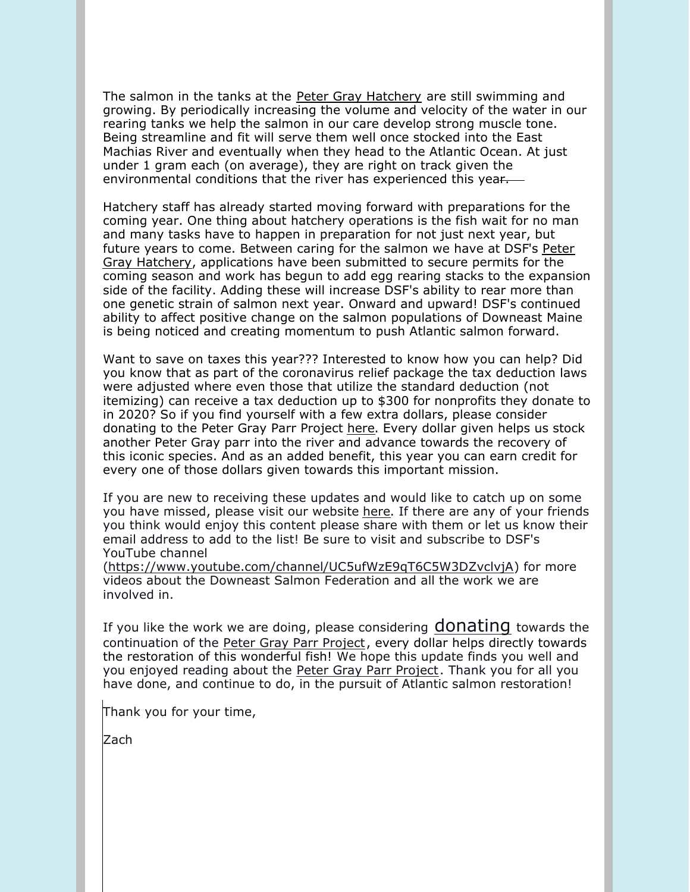The salmon in the tanks at the Peter Gray Hatchery are still swimming and growing. By periodically increasing the volume and velocity of the water in our rearing tanks we help the salmon in our care develop strong muscle tone. Being streamline and fit will serve them well once stocked into the East Machias River and eventually when they head to the Atlantic Ocean. At just under 1 gram each (on average), they are right on track given the environmental conditions that the river has experienced this year.

Hatchery staff has already started moving forward with preparations for the coming year. One thing about hatchery operations is the fish wait for no man and many tasks have to happen in preparation for not just next year, but future years to come. Between caring for the salmon we have at DSF's Peter Gray Hatchery, applications have been submitted to secure permits for the coming season and work has begun to add egg rearing stacks to the expansion side of the facility. Adding these will increase DSF's ability to rear more than one genetic strain of salmon next year. Onward and upward! DSF's continued ability to affect positive change on the salmon populations of Downeast Maine is being noticed and creating momentum to push Atlantic salmon forward.

Want to save on taxes this year??? Interested to know how you can help? Did you know that as part of the coronavirus relief package the tax deduction laws were adjusted where even those that utilize the standard deduction (not itemizing) can receive a tax deduction up to $300 for nonprofits they donate to in 2020? So if you find yourself with a few extra dollars, please consider donating to the Peter Gray Parr Project here. Every dollar given helps us stock another Peter Gray parr into the river and advance towards the recovery of this iconic species. And as an added benefit, this year you can earn credit for every one of those dollars given towards this important mission.

If you are new to receiving these updates and would like to catch up on some you have missed, please visit our website here. If there are any of your friends you think would enjoy this content please share with them or let us know their email address to add to the list! Be sure to visit and subscribe to DSF's YouTube channel (https://www.youtube.com/channel/UC5ufWzE9qT6C5W3DZvclvjA) for more videos about the Downeast Salmon Federation and all the work we are involved in.

If you like the work we are doing, please considering donating towards the continuation of the Peter Gray Parr Project, every dollar helps directly towards the restoration of this wonderful fish! We hope this update finds you well and you enjoyed reading about the Peter Gray Parr Project. Thank you for all you have done, and continue to do, in the pursuit of Atlantic salmon restoration!

Thank you for your time,

Zach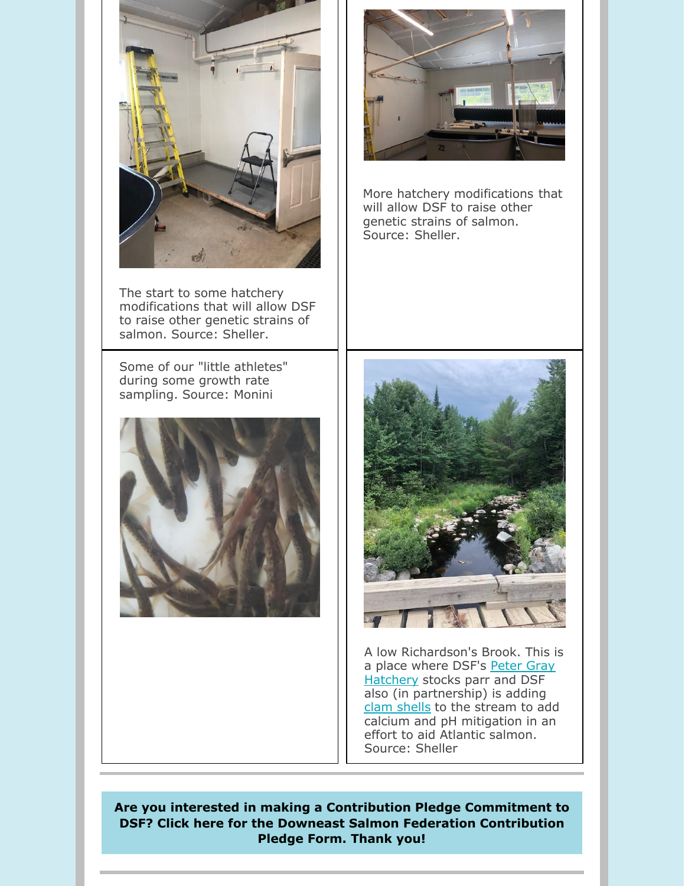The start to some hatchery modifications that will allow DSF to raise other genetic strains of salmon. Source: Sheller.

More hatchery modifications that will allow DSF to raise other genetic strains of salmon. Source: Sheller.

Some of our "little athletes" during some growth rate sampling. Source: Monini

A low Richardson's Brook. This is a place where DSF's Peter Gray Hatchery stocks parr and DSF also (in partnership) is adding clam shells to the stream to add calcium and pH mitigation in an effort to aid Atlantic salmon. Source: Sheller

**Are you interested in making a Contribution Pledge Commitment to DSF? Click here for the Downeast Salmon Federation Contribution Pledge Form. Thank you!**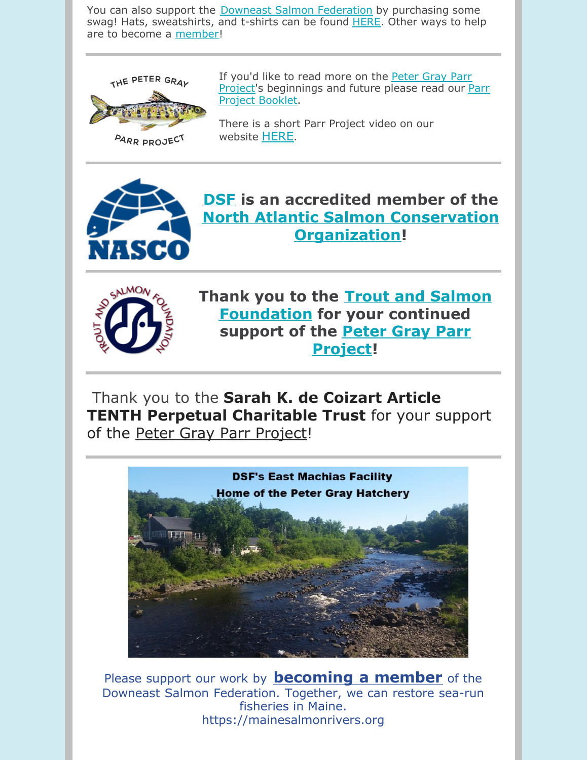You can also support the Downeast Salmon Federation by purchasing some swag! Hats, sweatshirts, and t-shirts can be found HERE. Other ways to help are to become a member!

---

If you'd like to read more on the Peter Gray Parr Project's beginnings and future please read our Parr Project Booklet.

There is a short Parr Project video on our website HERE.

---

**DSF is an accredited member of the North Atlantic Salmon Conservation Organization!**

---

**Thank you to the Trout and Salmon Foundation for your continued support of the Peter Gray Parr Project!**

---

Thank you to the **Sarah K. de Coizart Article TENTH Perpetual Charitable Trust** for your support of the Peter Gray Parr Project!

---

DSF's East Machias Facility
Home of the Peter Gray Hatchery

Please support our work by **becoming a member** of the Downeast Salmon Federation. Together, we can restore sea-run fisheries in Maine.
https://mainesalmonrivers.org